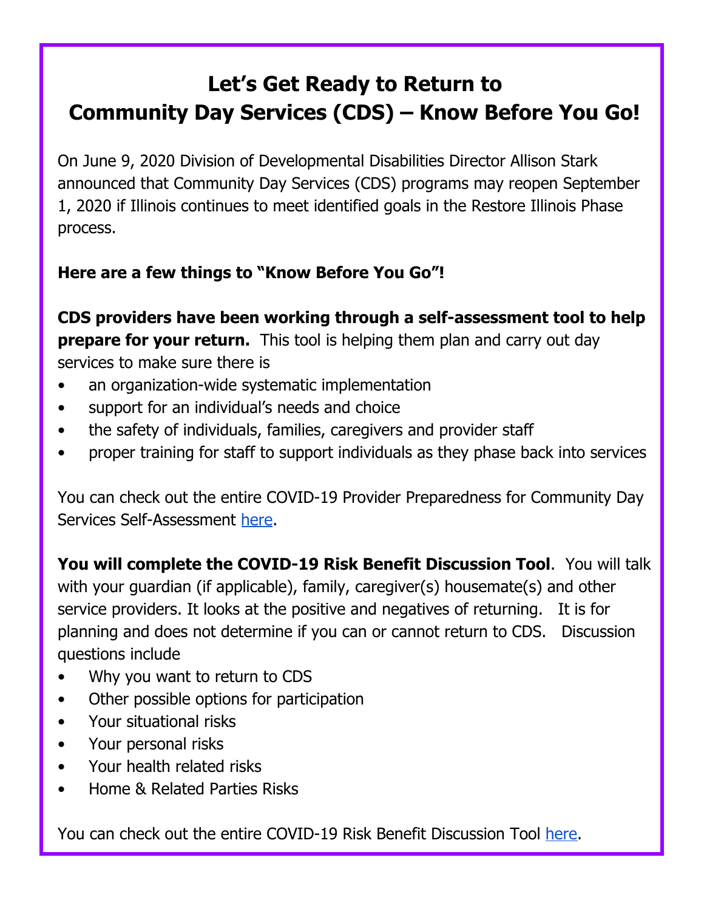# Let's Get Ready to Return to Community Day Services (CDS) – Know Before You Go!

On June 9, 2020 Division of Developmental Disabilities Director Allison Stark announced that Community Day Services (CDS) programs may reopen September 1, 2020 if Illinois continues to meet identified goals in the Restore Illinois Phase process.

**Here are a few things to "Know Before You Go"!**

**CDS providers have been working through a self-assessment tool to help prepare for your return.** This tool is helping them plan and carry out day services to make sure there is

- an organization-wide systematic implementation
- support for an individual's needs and choice
- the safety of individuals, families, caregivers and provider staff
- proper training for staff to support individuals as they phase back into services

You can check out the entire COVID-19 Provider Preparedness for Community Day Services Self-Assessment here.

**You will complete the COVID-19 Risk Benefit Discussion Tool**. You will talk with your guardian (if applicable), family, caregiver(s) housemate(s) and other service providers. It looks at the positive and negatives of returning. It is for planning and does not determine if you can or cannot return to CDS. Discussion questions include

- Why you want to return to CDS
- Other possible options for participation
- Your situational risks
- Your personal risks
- Your health related risks
- Home & Related Parties Risks

You can check out the entire COVID-19 Risk Benefit Discussion Tool here.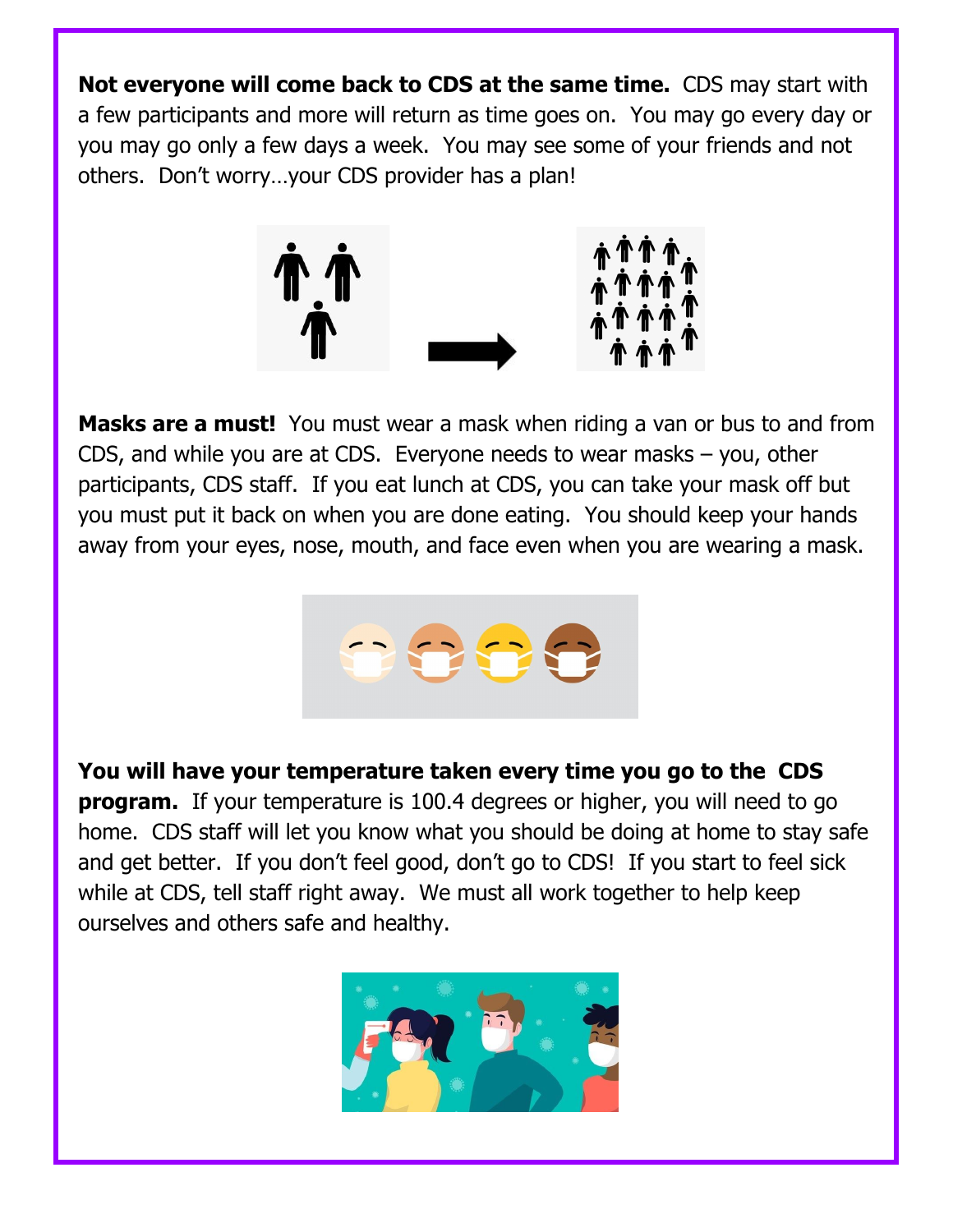**Not everyone will come back to CDS at the same time.** CDS may start with a few participants and more will return as time goes on. You may go every day or you may go only a few days a week. You may see some of your friends and not others. Don't worry…your CDS provider has a plan!

**Masks are a must!** You must wear a mask when riding a van or bus to and from CDS, and while you are at CDS. Everyone needs to wear masks – you, other participants, CDS staff. If you eat lunch at CDS, you can take your mask off but you must put it back on when you are done eating. You should keep your hands away from your eyes, nose, mouth, and face even when you are wearing a mask.

**You will have your temperature taken every time you go to the CDS program.** If your temperature is 100.4 degrees or higher, you will need to go home. CDS staff will let you know what you should be doing at home to stay safe and get better. If you don't feel good, don't go to CDS! If you start to feel sick while at CDS, tell staff right away. We must all work together to help keep ourselves and others safe and healthy.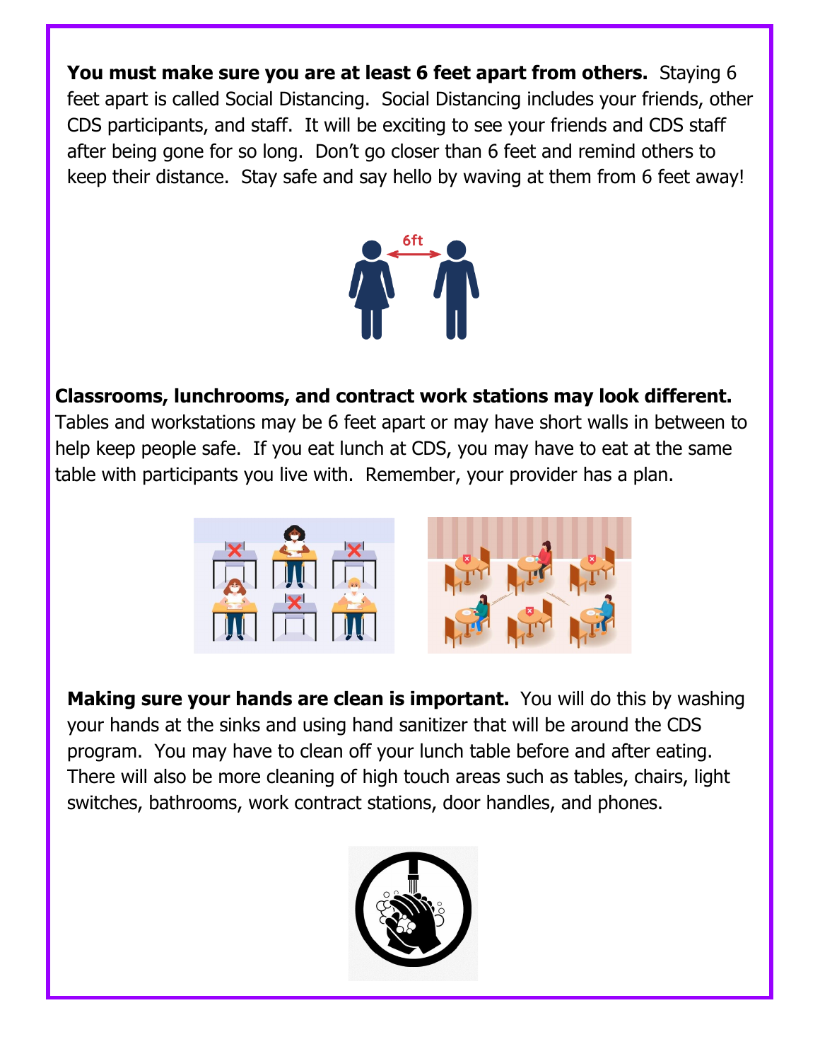**You must make sure you are at least 6 feet apart from others.** Staying 6 feet apart is called Social Distancing. Social Distancing includes your friends, other CDS participants, and staff. It will be exciting to see your friends and CDS staff after being gone for so long. Don't go closer than 6 feet and remind others to keep their distance. Stay safe and say hello by waving at them from 6 feet away!

**Classrooms, lunchrooms, and contract work stations may look different.** Tables and workstations may be 6 feet apart or may have short walls in between to help keep people safe. If you eat lunch at CDS, you may have to eat at the same table with participants you live with. Remember, your provider has a plan.

**Making sure your hands are clean is important.** You will do this by washing your hands at the sinks and using hand sanitizer that will be around the CDS program. You may have to clean off your lunch table before and after eating. There will also be more cleaning of high touch areas such as tables, chairs, light switches, bathrooms, work contract stations, door handles, and phones.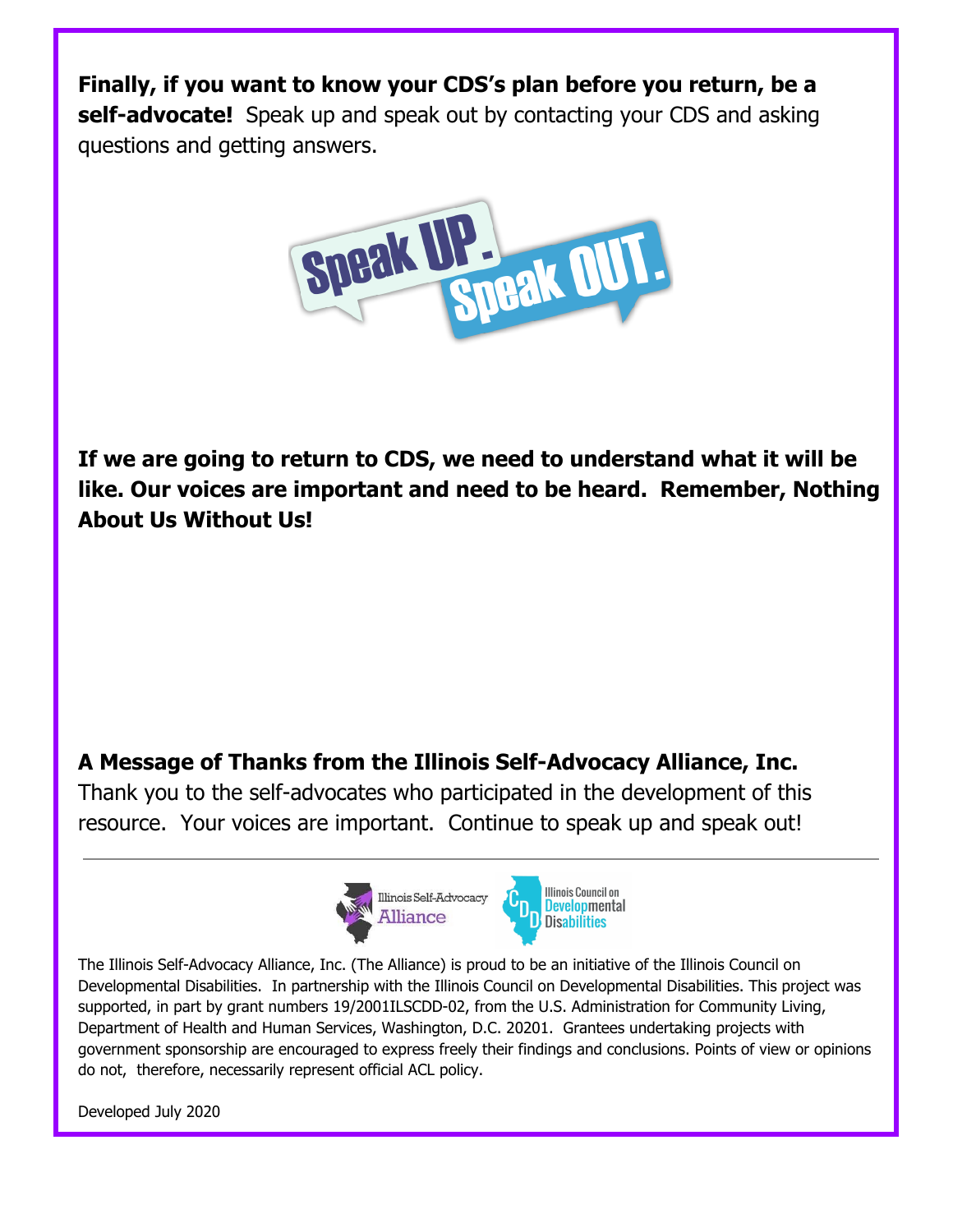**Finally, if you want to know your CDS's plan before you return, be a self-advocate!** Speak up and speak out by contacting your CDS and asking questions and getting answers.

**If we are going to return to CDS, we need to understand what it will be like. Our voices are important and need to be heard. Remember, Nothing About Us Without Us!**

**A Message of Thanks from the Illinois Self-Advocacy Alliance, Inc.**

Thank you to the self-advocates who participated in the development of this resource. Your voices are important. Continue to speak up and speak out!

---

The Illinois Self-Advocacy Alliance, Inc. (The Alliance) is proud to be an initiative of the Illinois Council on Developmental Disabilities. In partnership with the Illinois Council on Developmental Disabilities. This project was supported, in part by grant numbers 19/2001ILSCDD-02, from the U.S. Administration for Community Living, Department of Health and Human Services, Washington, D.C. 20201. Grantees undertaking projects with government sponsorship are encouraged to express freely their findings and conclusions. Points of view or opinions do not, therefore, necessarily represent official ACL policy.

Developed July 2020